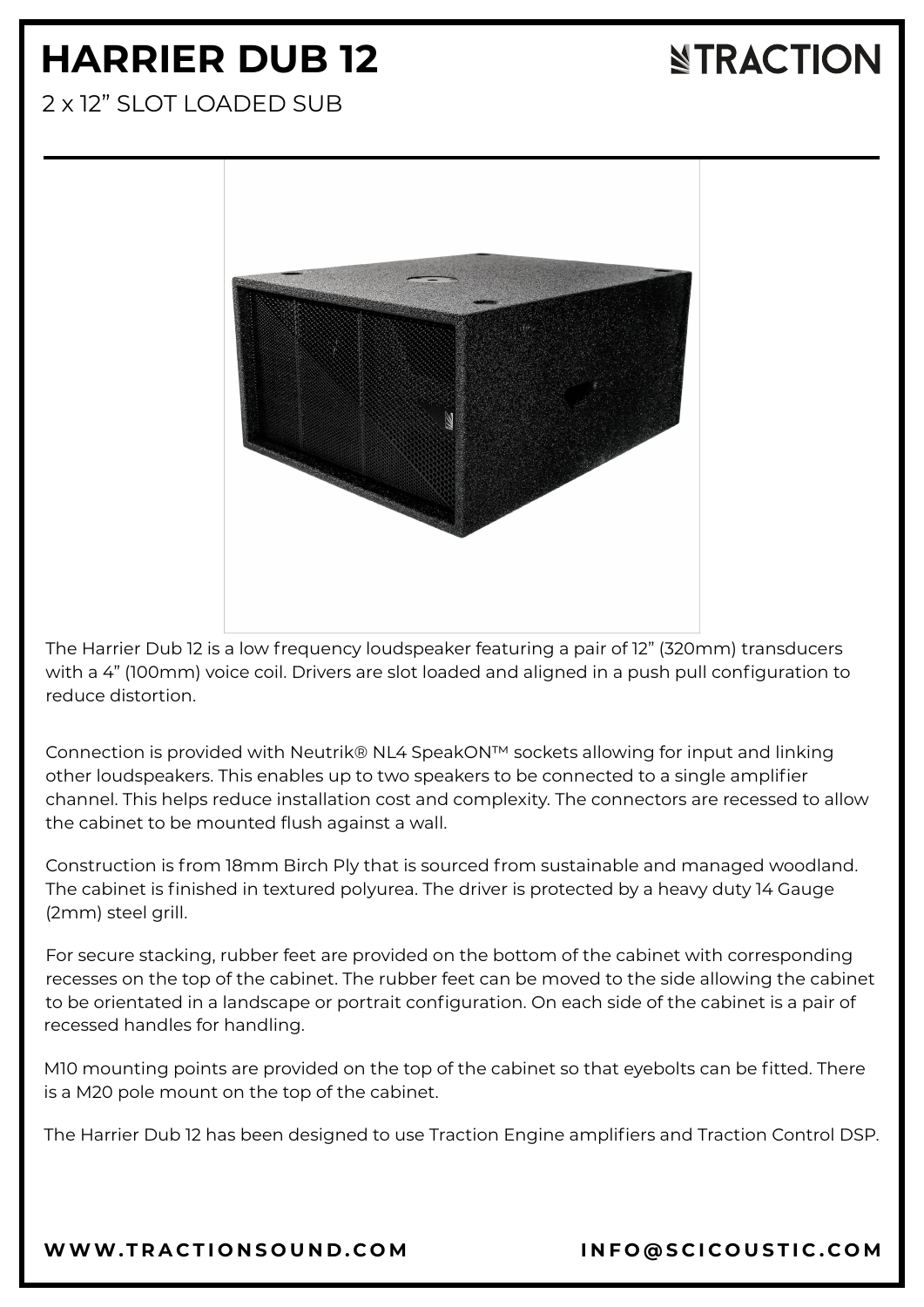# HARRIER DUB 12

2 x 12" SLOT LOADED SUB

TRACTION

The Harrier Dub 12 is a low frequency loudspeaker featuring a pair of 12" (320mm) transducers with a 4" (100mm) voice coil. Drivers are slot loaded and aligned in a push pull configuration to reduce distortion.

Connection is provided with Neutrik® NL4 SpeakON™ sockets allowing for input and linking other loudspeakers. This enables up to two speakers to be connected to a single amplifier channel. This helps reduce installation cost and complexity. The connectors are recessed to allow the cabinet to be mounted flush against a wall.

Construction is from 18mm Birch Ply that is sourced from sustainable and managed woodland. The cabinet is finished in textured polyurea. The driver is protected by a heavy duty 14 Gauge (2mm) steel grill.

For secure stacking, rubber feet are provided on the bottom of the cabinet with corresponding recesses on the top of the cabinet. The rubber feet can be moved to the side allowing the cabinet to be orientated in a landscape or portrait configuration. On each side of the cabinet is a pair of recessed handles for handling.

M10 mounting points are provided on the top of the cabinet so that eyebolts can be fitted. There is a M20 pole mount on the top of the cabinet.

The Harrier Dub 12 has been designed to use Traction Engine amplifiers and Traction Control DSP.

**WWW.TRACTIONSOUND.COM** **INFO@SCICOUSTIC.COM**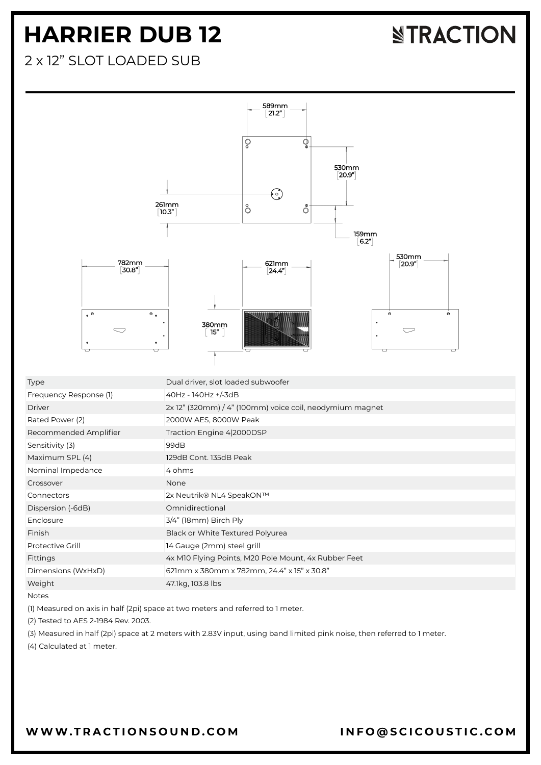# HARRIER DUB 12

2 x 12" SLOT LOADED SUB

TRACTION

589mm [21.2"]

530mm [20.9"]

261mm [10.3"]

159mm [6.2"]

782mm [30.8"]

621mm [24.4"]

530mm [20.9"]

380mm [15"]

| | |
|---|---|
| Type | Dual driver, slot loaded subwoofer |
| Frequency Response (1) | 40Hz - 140Hz +/-3dB |
| Driver | 2x 12" (320mm) / 4" (100mm) voice coil, neodymium magnet |
| Rated Power (2) | 2000W AES, 8000W Peak |
| Recommended Amplifier | Traction Engine 4\|2000DSP |
| Sensitivity (3) | 99dB |
| Maximum SPL (4) | 129dB Cont. 135dB Peak |
| Nominal Impedance | 4 ohms |
| Crossover | None |
| Connectors | 2x Neutrik® NL4 SpeakON™ |
| Dispersion (-6dB) | Omnidirectional |
| Enclosure | 3/4" (18mm) Birch Ply |
| Finish | Black or White Textured Polyurea |
| Protective Grill | 14 Gauge (2mm) steel grill |
| Fittings | 4x M10 Flying Points, M20 Pole Mount, 4x Rubber Feet |
| Dimensions (WxHxD) | 621mm x 380mm x 782mm, 24.4" x 15" x 30.8" |
| Weight | 47.1kg, 103.8 lbs |

Notes

(1) Measured on axis in half (2pi) space at two meters and referred to 1 meter.

(2) Tested to AES 2-1984 Rev. 2003.

(3) Measured in half (2pi) space at 2 meters with 2.83V input, using band limited pink noise, then referred to 1 meter.

(4) Calculated at 1 meter.

**WWW.TRACTIONSOUND.COM** **INFO@SCICOUSTIC.COM**